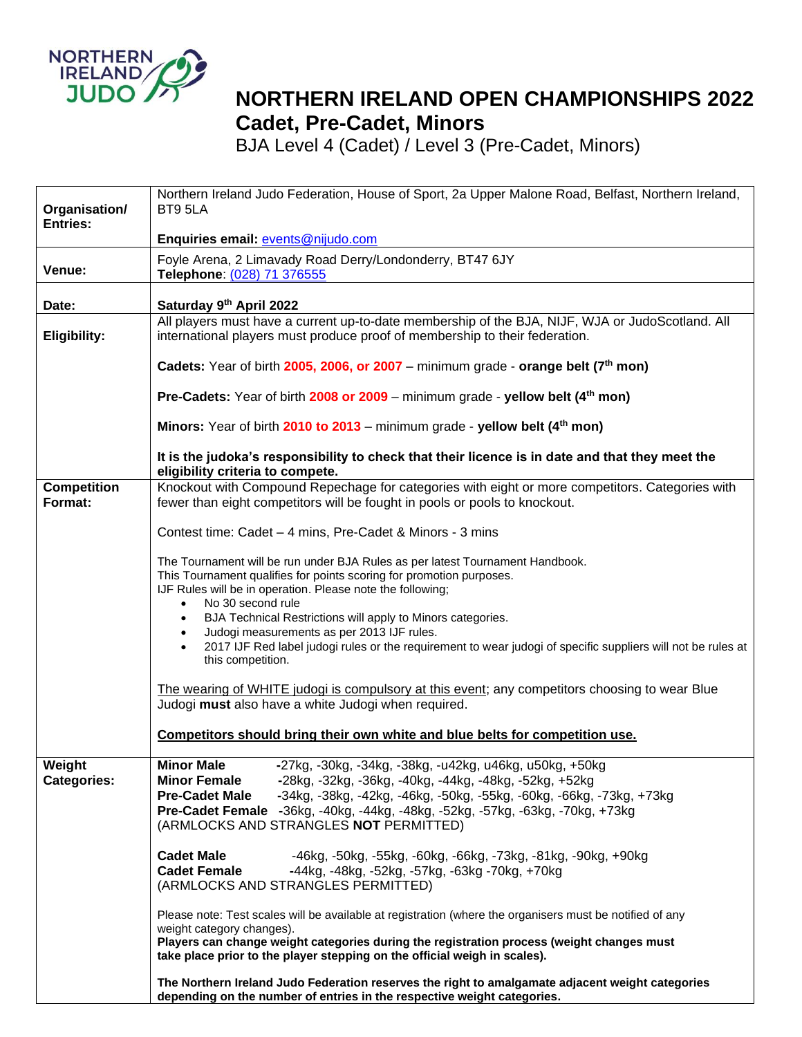# NORTHERN IRELAND OPEN CHAMPIONSHIPS 2022

## Cadet, Pre-Cadet, Minors

BJA Level 4 (Cadet) / Level 3 (Pre-Cadet, Minors)

| | |
|---|---|
| **Organisation/ Entries:** | Northern Ireland Judo Federation, House of Sport, 2a Upper Malone Road, Belfast, Northern Ireland, BT9 5LA<br><br>**Enquiries email:** events@nijudo.com |
| **Venue:** | Foyle Arena, 2 Limavady Road Derry/Londonderry, BT47 6JY<br>**Telephone**: (028) 71 376555 |
| **Date:** | **Saturday 9th April 2022** |
| **Eligibility:** | All players must have a current up-to-date membership of the BJA, NIJF, WJA or JudoScotland. All international players must produce proof of membership to their federation.<br><br>**Cadets:** Year of birth **2005, 2006, or 2007** – minimum grade - **orange belt (7th mon)**<br><br>**Pre-Cadets:** Year of birth **2008 or 2009** – minimum grade - **yellow belt (4th mon)**<br><br>**Minors:** Year of birth **2010 to 2013** – minimum grade - **yellow belt (4th mon)**<br><br>**It is the judoka's responsibility to check that their licence is in date and that they meet the eligibility criteria to compete.** |
| **Competition Format:** | Knockout with Compound Repechage for categories with eight or more competitors. Categories with fewer than eight competitors will be fought in pools or pools to knockout.<br><br>Contest time: Cadet – 4 mins, Pre-Cadet & Minors - 3 mins<br><br>The Tournament will be run under BJA Rules as per latest Tournament Handbook.<br>This Tournament qualifies for points scoring for promotion purposes.<br>IJF Rules will be in operation. Please note the following;<br>• No 30 second rule<br>• BJA Technical Restrictions will apply to Minors categories.<br>• Judogi measurements as per 2013 IJF rules.<br>• 2017 IJF Red label judogi rules or the requirement to wear judogi of specific suppliers will not be rules at this competition.<br><br>The wearing of WHITE judogi is compulsory at this event; any competitors choosing to wear Blue Judogi **must** also have a white Judogi when required.<br><br>**Competitors should bring their own white and blue belts for competition use.** |
| **Weight Categories:** | **Minor Male** -27kg, -30kg, -34kg, -38kg, -u42kg, u46kg, u50kg, +50kg<br>**Minor Female** -28kg, -32kg, -36kg, -40kg, -44kg, -48kg, -52kg, +52kg<br>**Pre-Cadet Male** -34kg, -38kg, -42kg, -46kg, -50kg, -55kg, -60kg, -66kg, -73kg, +73kg<br>**Pre-Cadet Female** -36kg, -40kg, -44kg, -48kg, -52kg, -57kg, -63kg, -70kg, +73kg<br>(ARMLOCKS AND STRANGLES **NOT** PERMITTED)<br><br>**Cadet Male** -46kg, -50kg, -55kg, -60kg, -66kg, -73kg, -81kg, -90kg, +90kg<br>**Cadet Female** -44kg, -48kg, -52kg, -57kg, -63kg -70kg, +70kg<br>(ARMLOCKS AND STRANGLES PERMITTED)<br><br>Please note: Test scales will be available at registration (where the organisers must be notified of any weight category changes).<br>**Players can change weight categories during the registration process (weight changes must take place prior to the player stepping on the official weigh in scales).**<br><br>**The Northern Ireland Judo Federation reserves the right to amalgamate adjacent weight categories depending on the number of entries in the respective weight categories.** |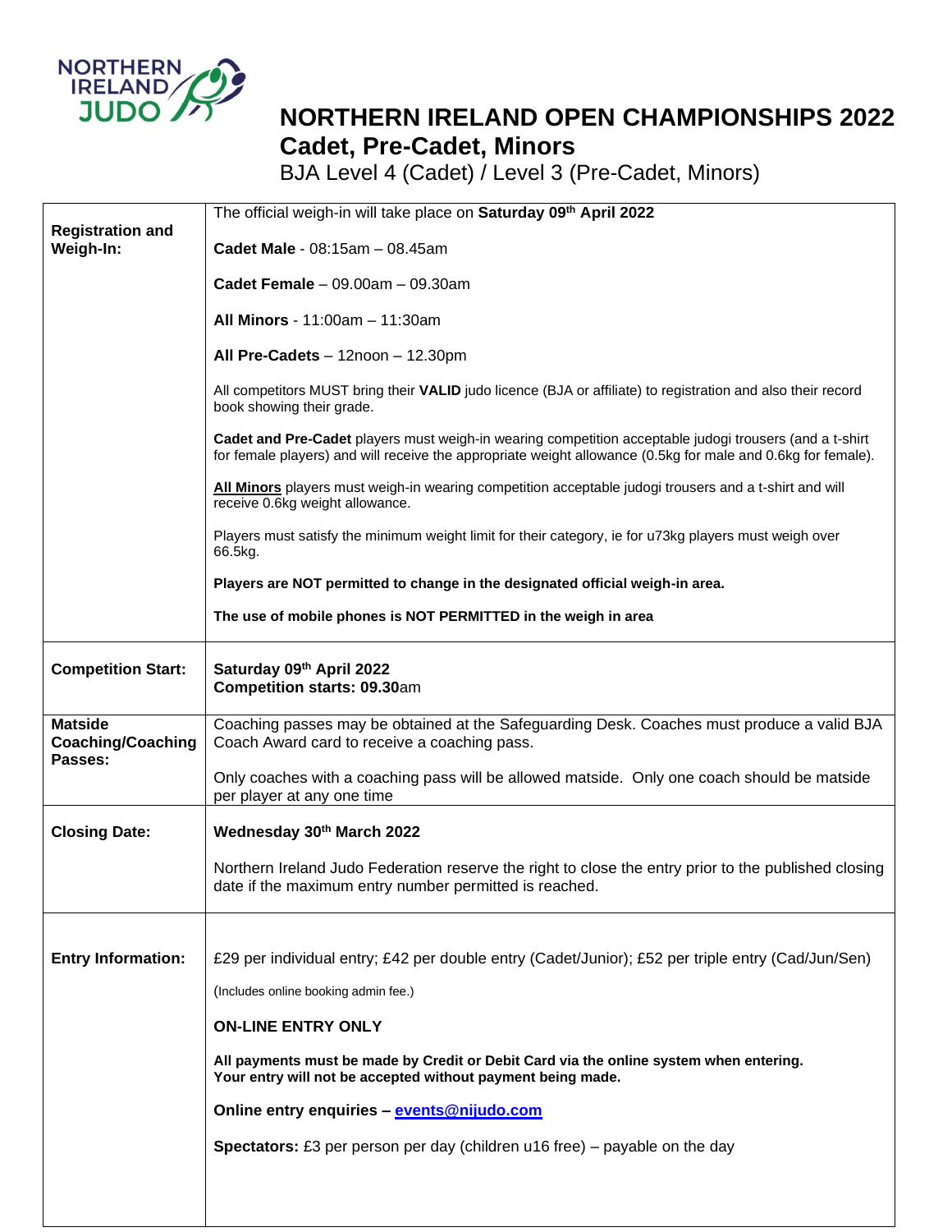# NORTHERN IRELAND OPEN CHAMPIONSHIPS 2022

## Cadet, Pre-Cadet, Minors

BJA Level 4 (Cadet) / Level 3 (Pre-Cadet, Minors)

| | |
|---|---|
| **Registration and Weigh-In:** | The official weigh-in will take place on **Saturday 09th April 2022**<br><br>**Cadet Male** - 08:15am – 08.45am<br><br>**Cadet Female** – 09.00am – 09.30am<br><br>**All Minors** - 11:00am – 11:30am<br><br>**All Pre-Cadets** – 12noon – 12.30pm<br><br>All competitors MUST bring their **VALID** judo licence (BJA or affiliate) to registration and also their record book showing their grade.<br><br>**Cadet and Pre-Cadet** players must weigh-in wearing competition acceptable judogi trousers (and a t-shirt for female players) and will receive the appropriate weight allowance (0.5kg for male and 0.6kg for female).<br><br>**All Minors** players must weigh-in wearing competition acceptable judogi trousers and a t-shirt and will receive 0.6kg weight allowance.<br><br>Players must satisfy the minimum weight limit for their category, ie for u73kg players must weigh over 66.5kg.<br><br>**Players are NOT permitted to change in the designated official weigh-in area.**<br><br>**The use of mobile phones is NOT PERMITTED in the weigh in area** |
| **Competition Start:** | **Saturday 09th April 2022**<br>**Competition starts: 09.30**am |
| **Matside Coaching/Coaching Passes:** | Coaching passes may be obtained at the Safeguarding Desk. Coaches must produce a valid BJA Coach Award card to receive a coaching pass.<br><br>Only coaches with a coaching pass will be allowed matside. Only one coach should be matside per player at any one time |
| **Closing Date:** | **Wednesday 30th March 2022**<br><br>Northern Ireland Judo Federation reserve the right to close the entry prior to the published closing date if the maximum entry number permitted is reached. |
| **Entry Information:** | £29 per individual entry; £42 per double entry (Cadet/Junior); £52 per triple entry (Cad/Jun/Sen)<br><br>(Includes online booking admin fee.)<br><br>**ON-LINE ENTRY ONLY**<br><br>**All payments must be made by Credit or Debit Card via the online system when entering. Your entry will not be accepted without payment being made.**<br><br>**Online entry enquiries – events@nijudo.com**<br><br>**Spectators:** £3 per person per day (children u16 free) – payable on the day |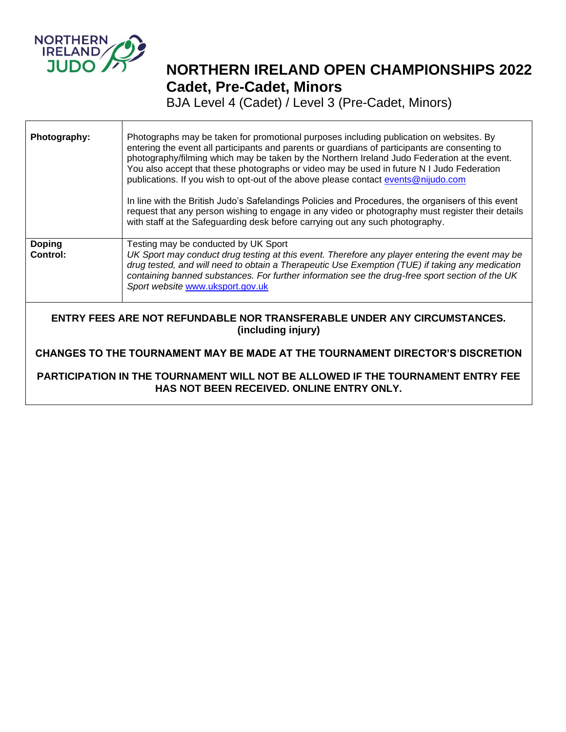# NORTHERN IRELAND OPEN CHAMPIONSHIPS 2022

## Cadet, Pre-Cadet, Minors

BJA Level 4 (Cadet) / Level 3 (Pre-Cadet, Minors)

| | |
|---|---|
| **Photography:** | Photographs may be taken for promotional purposes including publication on websites. By entering the event all participants and parents or guardians of participants are consenting to photography/filming which may be taken by the Northern Ireland Judo Federation at the event. You also accept that these photographs or video may be used in future N I Judo Federation publications. If you wish to opt-out of the above please contact events@nijudo.com<br><br>In line with the British Judo's Safelandings Policies and Procedures, the organisers of this event request that any person wishing to engage in any video or photography must register their details with staff at the Safeguarding desk before carrying out any such photography. |
| **Doping Control:** | Testing may be conducted by UK Sport<br>*UK Sport may conduct drug testing at this event. Therefore any player entering the event may be drug tested, and will need to obtain a Therapeutic Use Exemption (TUE) if taking any medication containing banned substances. For further information see the drug-free sport section of the UK Sport website* www.uksport.gov.uk |

**ENTRY FEES ARE NOT REFUNDABLE NOR TRANSFERABLE UNDER ANY CIRCUMSTANCES. (including injury)**

**CHANGES TO THE TOURNAMENT MAY BE MADE AT THE TOURNAMENT DIRECTOR'S DISCRETION**

**PARTICIPATION IN THE TOURNAMENT WILL NOT BE ALLOWED IF THE TOURNAMENT ENTRY FEE HAS NOT BEEN RECEIVED. ONLINE ENTRY ONLY.**